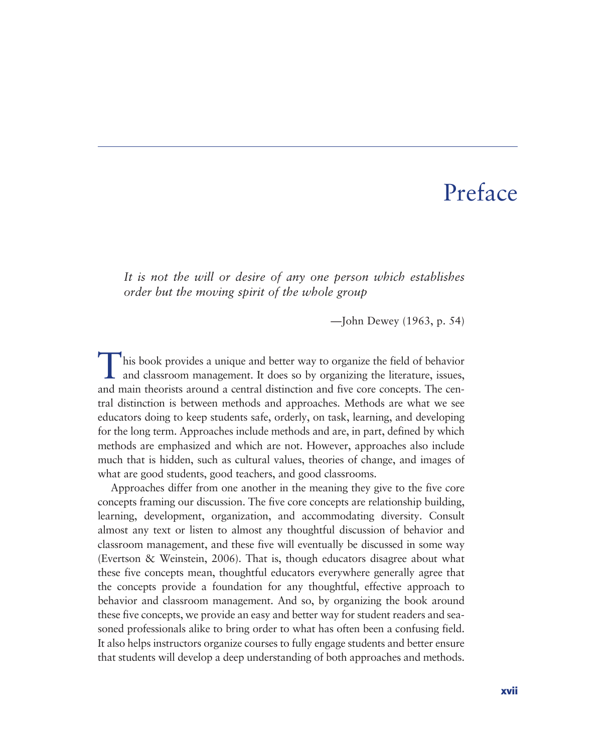# Preface

*It is not the will or desire of any one person which establishes order but the moving spirit of the whole group*

—John Dewey (1963, p. 54)

This book provides a unique and better way to organize the field of behavior and classroom management. It does so by organizing the literature, issues, and main theorists around a central distinction and five core concepts. The central distinction is between methods and approaches. Methods are what we see educators doing to keep students safe, orderly, on task, learning, and developing for the long term. Approaches include methods and are, in part, defined by which methods are emphasized and which are not. However, approaches also include much that is hidden, such as cultural values, theories of change, and images of what are good students, good teachers, and good classrooms.

Approaches differ from one another in the meaning they give to the five core concepts framing our discussion. The five core concepts are relationship building, learning, development, organization, and accommodating diversity. Consult almost any text or listen to almost any thoughtful discussion of behavior and classroom management, and these five will eventually be discussed in some way (Evertson & Weinstein, 2006). That is, though educators disagree about what these five concepts mean, thoughtful educators everywhere generally agree that the concepts provide a foundation for any thoughtful, effective approach to behavior and classroom management. And so, by organizing the book around these five concepts, we provide an easy and better way for student readers and seasoned professionals alike to bring order to what has often been a confusing field. It also helps instructors organize courses to fully engage students and better ensure that students will develop a deep understanding of both approaches and methods.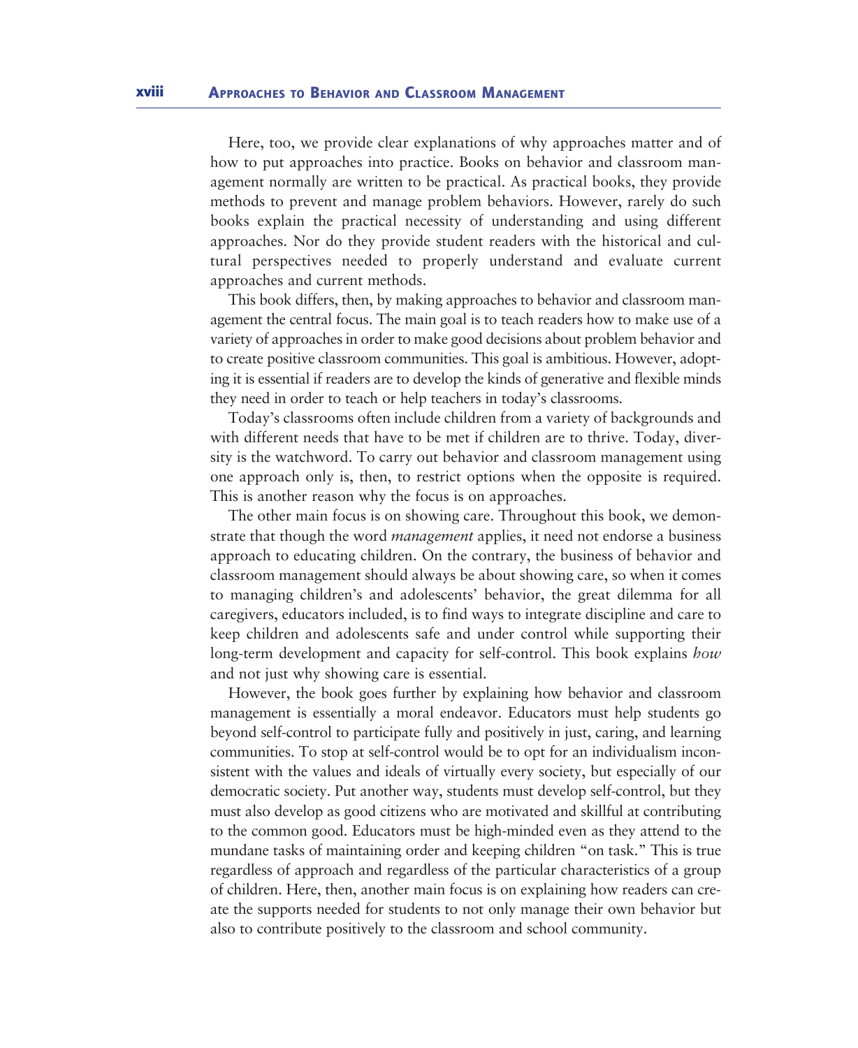Here, too, we provide clear explanations of why approaches matter and of how to put approaches into practice. Books on behavior and classroom management normally are written to be practical. As practical books, they provide methods to prevent and manage problem behaviors. However, rarely do such books explain the practical necessity of understanding and using different approaches. Nor do they provide student readers with the historical and cultural perspectives needed to properly understand and evaluate current approaches and current methods.

This book differs, then, by making approaches to behavior and classroom management the central focus. The main goal is to teach readers how to make use of a variety of approaches in order to make good decisions about problem behavior and to create positive classroom communities. This goal is ambitious. However, adopting it is essential if readers are to develop the kinds of generative and flexible minds they need in order to teach or help teachers in today's classrooms.

Today's classrooms often include children from a variety of backgrounds and with different needs that have to be met if children are to thrive. Today, diversity is the watchword. To carry out behavior and classroom management using one approach only is, then, to restrict options when the opposite is required. This is another reason why the focus is on approaches.

The other main focus is on showing care. Throughout this book, we demonstrate that though the word *management* applies, it need not endorse a business approach to educating children. On the contrary, the business of behavior and classroom management should always be about showing care, so when it comes to managing children's and adolescents' behavior, the great dilemma for all caregivers, educators included, is to find ways to integrate discipline and care to keep children and adolescents safe and under control while supporting their long-term development and capacity for self-control. This book explains *how* and not just why showing care is essential.

However, the book goes further by explaining how behavior and classroom management is essentially a moral endeavor. Educators must help students go beyond self-control to participate fully and positively in just, caring, and learning communities. To stop at self-control would be to opt for an individualism inconsistent with the values and ideals of virtually every society, but especially of our democratic society. Put another way, students must develop self-control, but they must also develop as good citizens who are motivated and skillful at contributing to the common good. Educators must be high-minded even as they attend to the mundane tasks of maintaining order and keeping children "on task." This is true regardless of approach and regardless of the particular characteristics of a group of children. Here, then, another main focus is on explaining how readers can create the supports needed for students to not only manage their own behavior but also to contribute positively to the classroom and school community.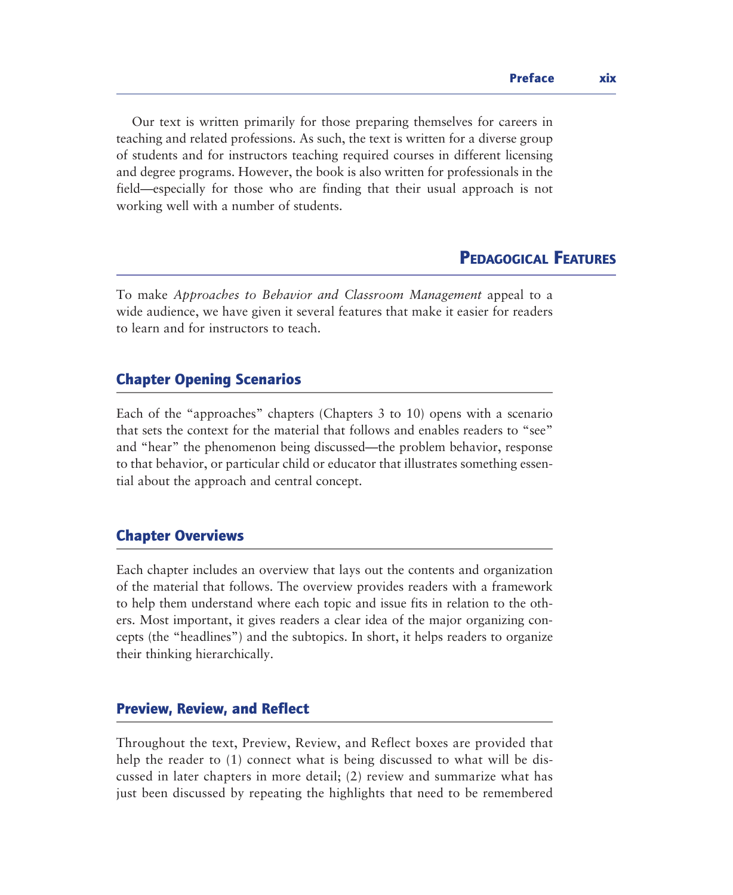Our text is written primarily for those preparing themselves for careers in teaching and related professions. As such, the text is written for a diverse group of students and for instructors teaching required courses in different licensing and degree programs. However, the book is also written for professionals in the field—especially for those who are finding that their usual approach is not working well with a number of students.

## Pedagogical Features

To make *Approaches to Behavior and Classroom Management* appeal to a wide audience, we have given it several features that make it easier for readers to learn and for instructors to teach.

### Chapter Opening Scenarios

Each of the "approaches" chapters (Chapters 3 to 10) opens with a scenario that sets the context for the material that follows and enables readers to "see" and "hear" the phenomenon being discussed—the problem behavior, response to that behavior, or particular child or educator that illustrates something essential about the approach and central concept.

### Chapter Overviews

Each chapter includes an overview that lays out the contents and organization of the material that follows. The overview provides readers with a framework to help them understand where each topic and issue fits in relation to the others. Most important, it gives readers a clear idea of the major organizing concepts (the "headlines") and the subtopics. In short, it helps readers to organize their thinking hierarchically.

### Preview, Review, and Reflect

Throughout the text, Preview, Review, and Reflect boxes are provided that help the reader to (1) connect what is being discussed to what will be discussed in later chapters in more detail; (2) review and summarize what has just been discussed by repeating the highlights that need to be remembered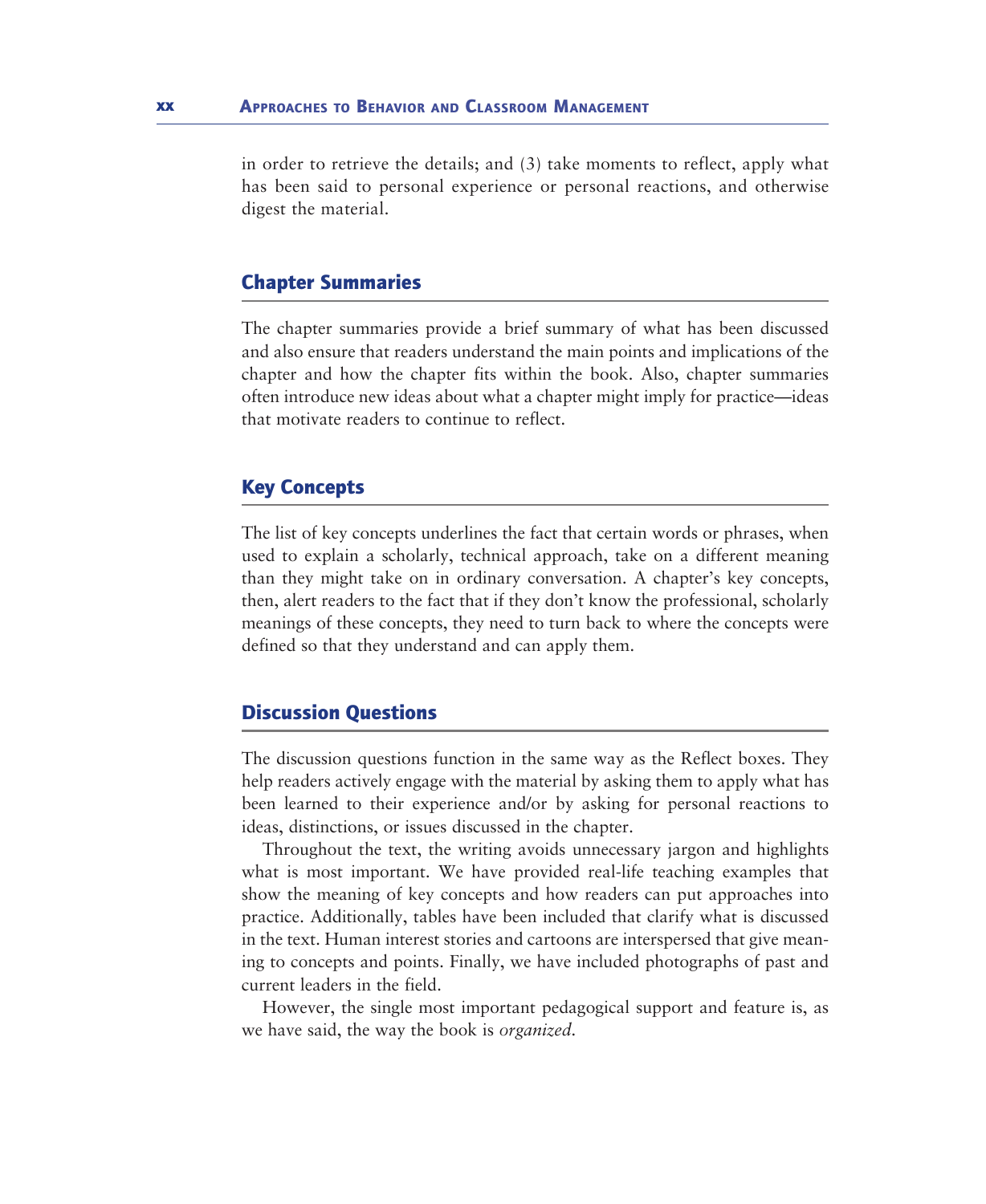in order to retrieve the details; and (3) take moments to reflect, apply what has been said to personal experience or personal reactions, and otherwise digest the material.

## Chapter Summaries

The chapter summaries provide a brief summary of what has been discussed and also ensure that readers understand the main points and implications of the chapter and how the chapter fits within the book. Also, chapter summaries often introduce new ideas about what a chapter might imply for practice—ideas that motivate readers to continue to reflect.

## Key Concepts

The list of key concepts underlines the fact that certain words or phrases, when used to explain a scholarly, technical approach, take on a different meaning than they might take on in ordinary conversation. A chapter's key concepts, then, alert readers to the fact that if they don't know the professional, scholarly meanings of these concepts, they need to turn back to where the concepts were defined so that they understand and can apply them.

## Discussion Questions

The discussion questions function in the same way as the Reflect boxes. They help readers actively engage with the material by asking them to apply what has been learned to their experience and/or by asking for personal reactions to ideas, distinctions, or issues discussed in the chapter.

Throughout the text, the writing avoids unnecessary jargon and highlights what is most important. We have provided real-life teaching examples that show the meaning of key concepts and how readers can put approaches into practice. Additionally, tables have been included that clarify what is discussed in the text. Human interest stories and cartoons are interspersed that give meaning to concepts and points. Finally, we have included photographs of past and current leaders in the field.

However, the single most important pedagogical support and feature is, as we have said, the way the book is *organized*.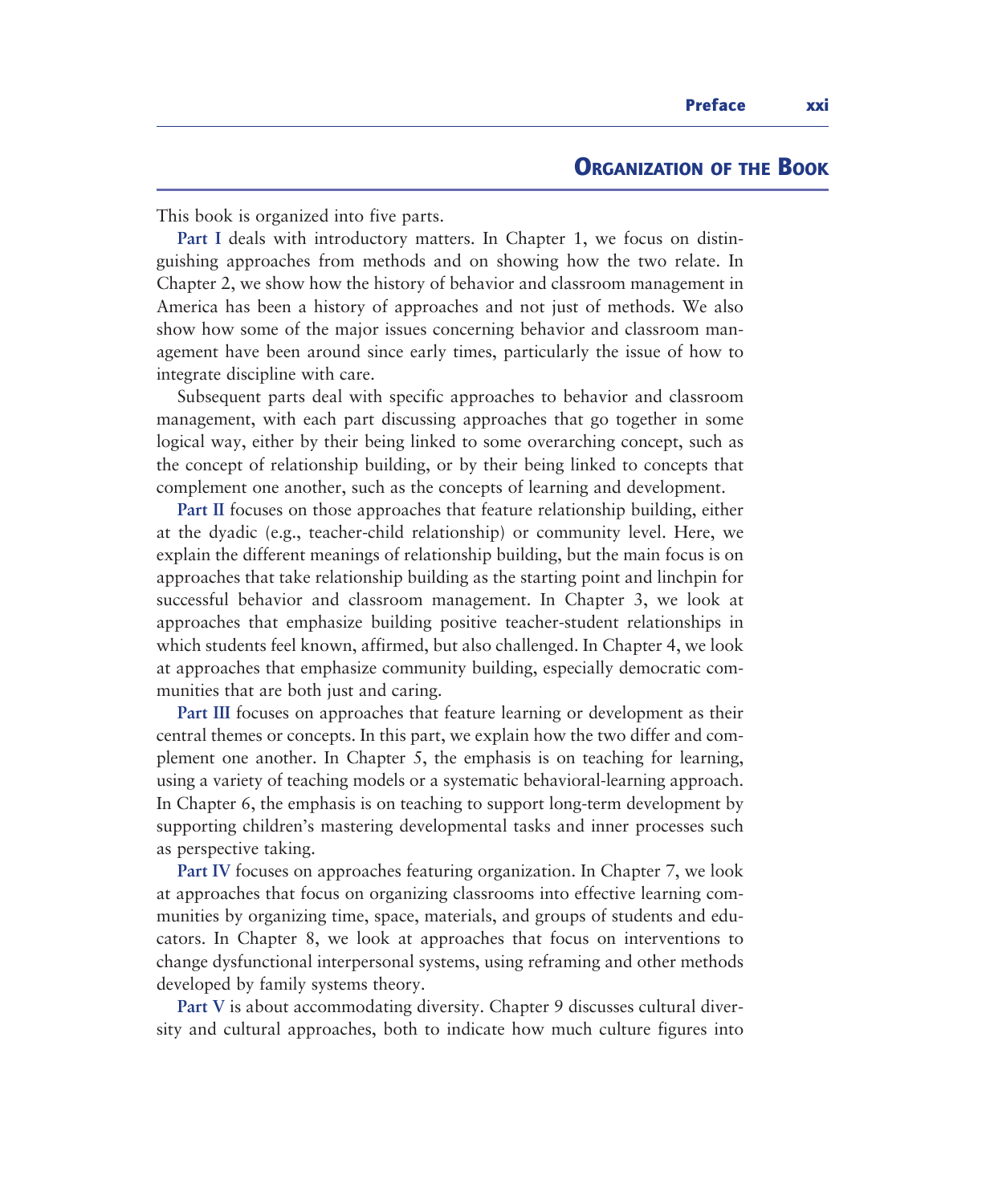## Organization of the Book

This book is organized into five parts.

**Part I** deals with introductory matters. In Chapter 1, we focus on distinguishing approaches from methods and on showing how the two relate. In Chapter 2, we show how the history of behavior and classroom management in America has been a history of approaches and not just of methods. We also show how some of the major issues concerning behavior and classroom management have been around since early times, particularly the issue of how to integrate discipline with care.

Subsequent parts deal with specific approaches to behavior and classroom management, with each part discussing approaches that go together in some logical way, either by their being linked to some overarching concept, such as the concept of relationship building, or by their being linked to concepts that complement one another, such as the concepts of learning and development.

**Part II** focuses on those approaches that feature relationship building, either at the dyadic (e.g., teacher-child relationship) or community level. Here, we explain the different meanings of relationship building, but the main focus is on approaches that take relationship building as the starting point and linchpin for successful behavior and classroom management. In Chapter 3, we look at approaches that emphasize building positive teacher-student relationships in which students feel known, affirmed, but also challenged. In Chapter 4, we look at approaches that emphasize community building, especially democratic communities that are both just and caring.

**Part III** focuses on approaches that feature learning or development as their central themes or concepts. In this part, we explain how the two differ and complement one another. In Chapter 5, the emphasis is on teaching for learning, using a variety of teaching models or a systematic behavioral-learning approach. In Chapter 6, the emphasis is on teaching to support long-term development by supporting children's mastering developmental tasks and inner processes such as perspective taking.

**Part IV** focuses on approaches featuring organization. In Chapter 7, we look at approaches that focus on organizing classrooms into effective learning communities by organizing time, space, materials, and groups of students and educators. In Chapter 8, we look at approaches that focus on interventions to change dysfunctional interpersonal systems, using reframing and other methods developed by family systems theory.

**Part V** is about accommodating diversity. Chapter 9 discusses cultural diversity and cultural approaches, both to indicate how much culture figures into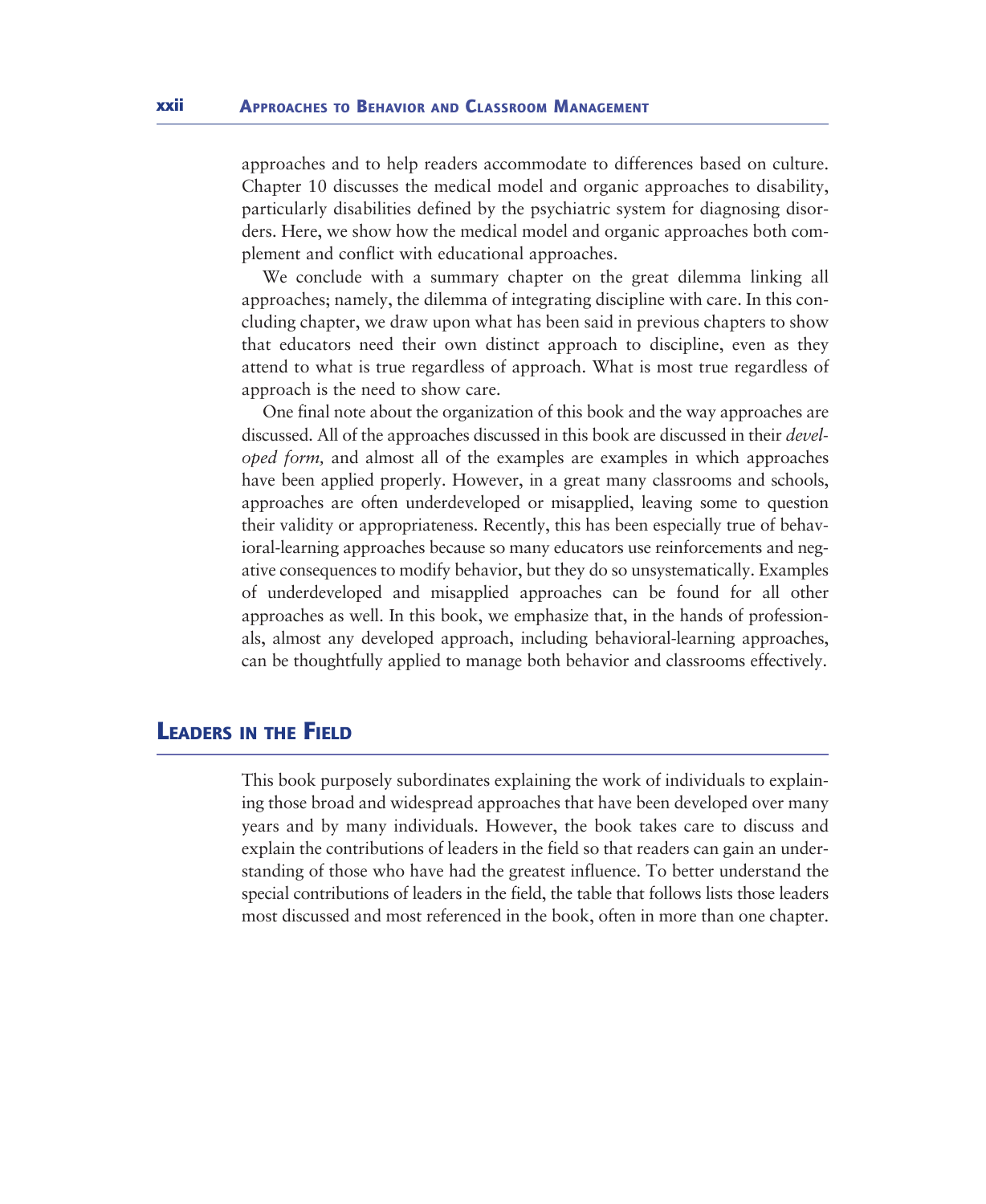approaches and to help readers accommodate to differences based on culture. Chapter 10 discusses the medical model and organic approaches to disability, particularly disabilities defined by the psychiatric system for diagnosing disorders. Here, we show how the medical model and organic approaches both complement and conflict with educational approaches.

We conclude with a summary chapter on the great dilemma linking all approaches; namely, the dilemma of integrating discipline with care. In this concluding chapter, we draw upon what has been said in previous chapters to show that educators need their own distinct approach to discipline, even as they attend to what is true regardless of approach. What is most true regardless of approach is the need to show care.

One final note about the organization of this book and the way approaches are discussed. All of the approaches discussed in this book are discussed in their *developed form,* and almost all of the examples are examples in which approaches have been applied properly. However, in a great many classrooms and schools, approaches are often underdeveloped or misapplied, leaving some to question their validity or appropriateness. Recently, this has been especially true of behavioral-learning approaches because so many educators use reinforcements and negative consequences to modify behavior, but they do so unsystematically. Examples of underdeveloped and misapplied approaches can be found for all other approaches as well. In this book, we emphasize that, in the hands of professionals, almost any developed approach, including behavioral-learning approaches, can be thoughtfully applied to manage both behavior and classrooms effectively.

## Leaders in the Field

This book purposely subordinates explaining the work of individuals to explaining those broad and widespread approaches that have been developed over many years and by many individuals. However, the book takes care to discuss and explain the contributions of leaders in the field so that readers can gain an understanding of those who have had the greatest influence. To better understand the special contributions of leaders in the field, the table that follows lists those leaders most discussed and most referenced in the book, often in more than one chapter.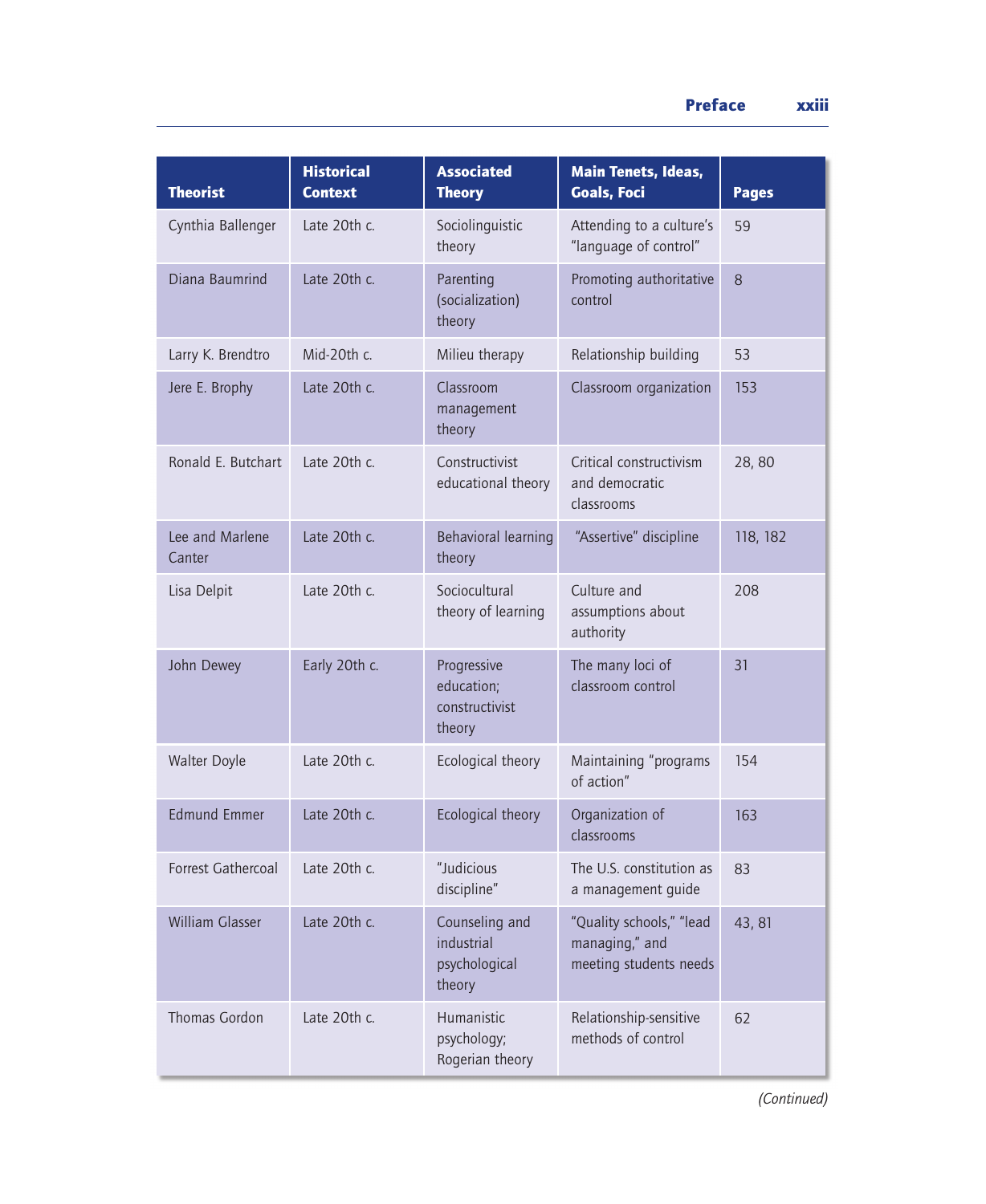| Theorist | Historical Context | Associated Theory | Main Tenets, Ideas, Goals, Foci | Pages |
|---|---|---|---|---|
| Cynthia Ballenger | Late 20th c. | Sociolinguistic theory | Attending to a culture's "language of control" | 59 |
| Diana Baumrind | Late 20th c. | Parenting (socialization) theory | Promoting authoritative control | 8 |
| Larry K. Brendtro | Mid-20th c. | Milieu therapy | Relationship building | 53 |
| Jere E. Brophy | Late 20th c. | Classroom management theory | Classroom organization | 153 |
| Ronald E. Butchart | Late 20th c. | Constructivist educational theory | Critical constructivism and democratic classrooms | 28, 80 |
| Lee and Marlene Canter | Late 20th c. | Behavioral learning theory | "Assertive" discipline | 118, 182 |
| Lisa Delpit | Late 20th c. | Sociocultural theory of learning | Culture and assumptions about authority | 208 |
| John Dewey | Early 20th c. | Progressive education; constructivist theory | The many loci of classroom control | 31 |
| Walter Doyle | Late 20th c. | Ecological theory | Maintaining "programs of action" | 154 |
| Edmund Emmer | Late 20th c. | Ecological theory | Organization of classrooms | 163 |
| Forrest Gathercoal | Late 20th c. | "Judicious discipline" | The U.S. constitution as a management guide | 83 |
| William Glasser | Late 20th c. | Counseling and industrial psychological theory | "Quality schools," "lead managing," and meeting students needs | 43, 81 |
| Thomas Gordon | Late 20th c. | Humanistic psychology; Rogerian theory | Relationship-sensitive methods of control | 62 |

*(Continued)*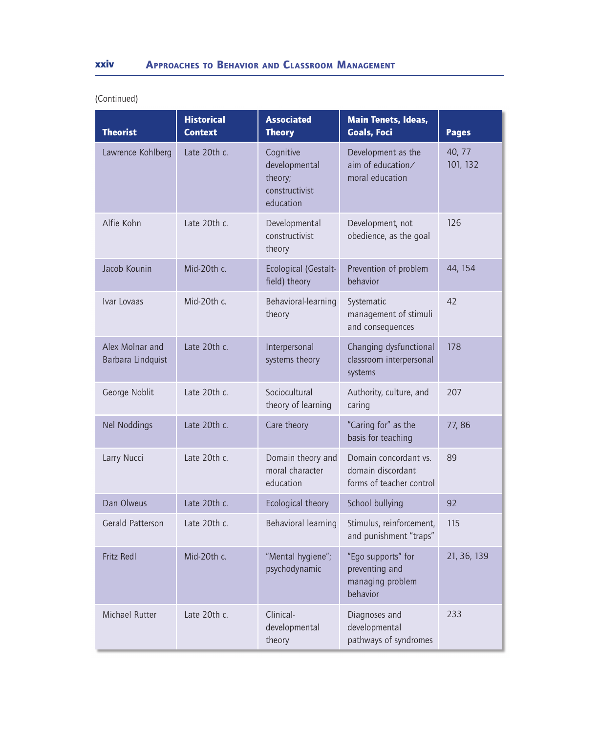(Continued)

| Theorist | Historical Context | Associated Theory | Main Tenets, Ideas, Goals, Foci | Pages |
|---|---|---|---|---|
| Lawrence Kohlberg | Late 20th c. | Cognitive developmental theory; constructivist education | Development as the aim of education/ moral education | 40, 77 101, 132 |
| Alfie Kohn | Late 20th c. | Developmental constructivist theory | Development, not obedience, as the goal | 126 |
| Jacob Kounin | Mid-20th c. | Ecological (Gestalt-field) theory | Prevention of problem behavior | 44, 154 |
| Ivar Lovaas | Mid-20th c. | Behavioral-learning theory | Systematic management of stimuli and consequences | 42 |
| Alex Molnar and Barbara Lindquist | Late 20th c. | Interpersonal systems theory | Changing dysfunctional classroom interpersonal systems | 178 |
| George Noblit | Late 20th c. | Sociocultural theory of learning | Authority, culture, and caring | 207 |
| Nel Noddings | Late 20th c. | Care theory | "Caring for" as the basis for teaching | 77, 86 |
| Larry Nucci | Late 20th c. | Domain theory and moral character education | Domain concordant vs. domain discordant forms of teacher control | 89 |
| Dan Olweus | Late 20th c. | Ecological theory | School bullying | 92 |
| Gerald Patterson | Late 20th c. | Behavioral learning | Stimulus, reinforcement, and punishment "traps" | 115 |
| Fritz Redl | Mid-20th c. | "Mental hygiene"; psychodynamic | "Ego supports" for preventing and managing problem behavior | 21, 36, 139 |
| Michael Rutter | Late 20th c. | Clinical-developmental theory | Diagnoses and developmental pathways of syndromes | 233 |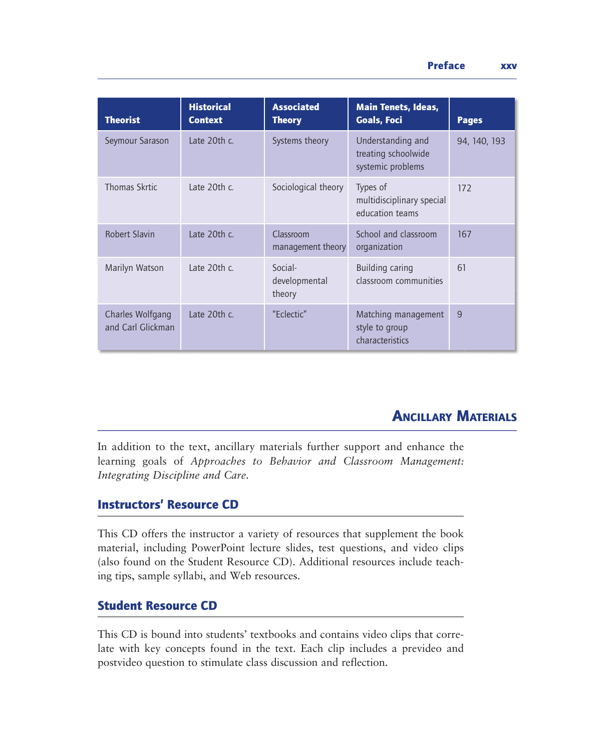| Theorist | Historical Context | Associated Theory | Main Tenets, Ideas, Goals, Foci | Pages |
|---|---|---|---|---|
| Seymour Sarason | Late 20th c. | Systems theory | Understanding and treating schoolwide systemic problems | 94, 140, 193 |
| Thomas Skrtic | Late 20th c. | Sociological theory | Types of multidisciplinary special education teams | 172 |
| Robert Slavin | Late 20th c. | Classroom management theory | School and classroom organization | 167 |
| Marilyn Watson | Late 20th c. | Social-developmental theory | Building caring classroom communities | 61 |
| Charles Wolfgang and Carl Glickman | Late 20th c. | "Eclectic" | Matching management style to group characteristics | 9 |

## Ancillary Materials

In addition to the text, ancillary materials further support and enhance the learning goals of *Approaches to Behavior and Classroom Management: Integrating Discipline and Care*.

### Instructors' Resource CD

This CD offers the instructor a variety of resources that supplement the book material, including PowerPoint lecture slides, test questions, and video clips (also found on the Student Resource CD). Additional resources include teaching tips, sample syllabi, and Web resources.

### Student Resource CD

This CD is bound into students' textbooks and contains video clips that correlate with key concepts found in the text. Each clip includes a prevideo and postvideo question to stimulate class discussion and reflection.